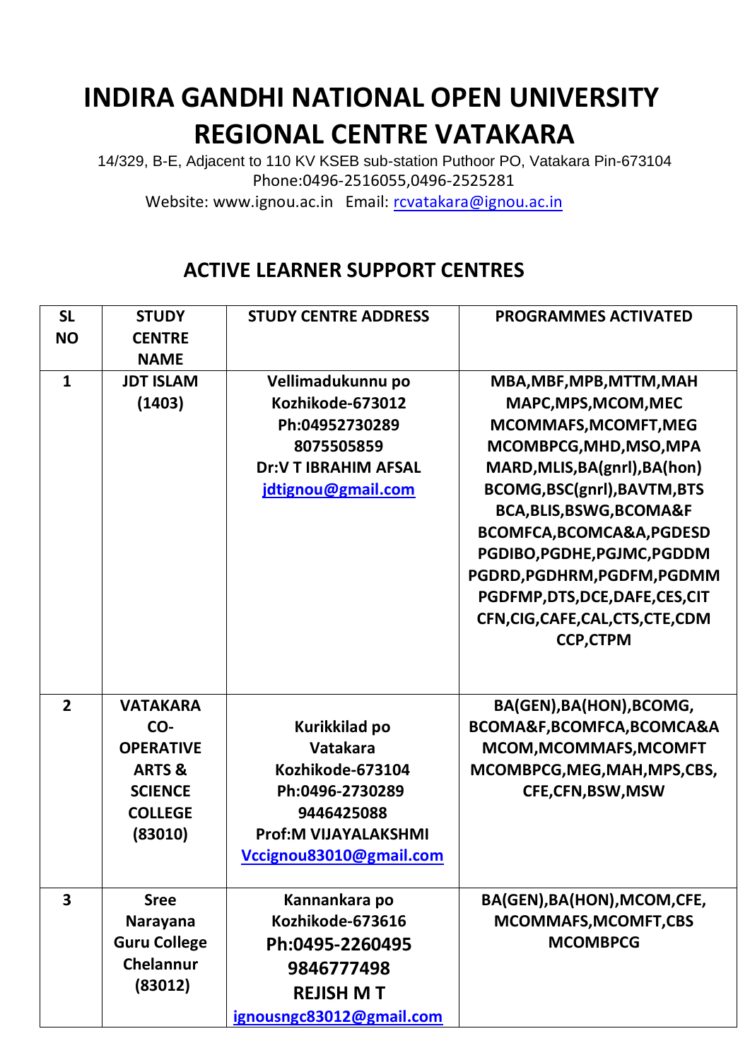# INDIRA GANDHI NATIONAL OPEN UNIVERSITY
# REGIONAL CENTRE VATAKARA

14/329, B-E, Adjacent to 110 KV KSEB sub-station Puthoor PO, Vatakara Pin-673104
Phone:0496-2516055,0496-2525281
Website: www.ignou.ac.in Email: rcvatakara@ignou.ac.in

## ACTIVE LEARNER SUPPORT CENTRES

| SL NO | STUDY CENTRE NAME | STUDY CENTRE ADDRESS | PROGRAMMES ACTIVATED |
|---|---|---|---|
| 1 | JDT ISLAM (1403) | Vellimadukunnu po Kozhikode-673012 Ph:04952730289 8075505859 Dr:V T IBRAHIM AFSAL jdtignou@gmail.com | MBA,MBF,MPB,MTTM,MAH MAPC,MPS,MCOM,MEC MCOMMAFS,MCOMFT,MEG MCOMBPCG,MHD,MSO,MPA MARD,MLIS,BA(gnrl),BA(hon) BCOMG,BSC(gnrl),BAVTM,BTS BCA,BLIS,BSWG,BCOMA&F BCOMFCA,BCOMCA&A,PGDESD PGDIBO,PGDHE,PGJMC,PGDDM PGDRD,PGDHRM,PGDFM,PGDMM PGDFMP,DTS,DCE,DAFE,CES,CIT CFN,CIG,CAFE,CAL,CTS,CTE,CDM CCP,CTPM |
| 2 | VATAKARA CO-OPERATIVE ARTS & SCIENCE COLLEGE (83010) | Kurikkilad po Vatakara Kozhikode-673104 Ph:0496-2730289 9446425088 Prof:M VIJAYALAKSHMI Vccignou83010@gmail.com | BA(GEN),BA(HON),BCOMG, BCOMA&F,BCOMFCA,BCOMCA&A MCOM,MCOMMAFS,MCOMFT MCOMBPCG,MEG,MAH,MPS,CBS, CFE,CFN,BSW,MSW |
| 3 | Sree Narayana Guru College Chelannur (83012) | Kannankara po Kozhikode-673616 Ph:0495-2260495 9846777498 REJISH M T ignousngc83012@gmail.com | BA(GEN),BA(HON),MCOM,CFE, MCOMMAFS,MCOMFT,CBS MCOMBPCG |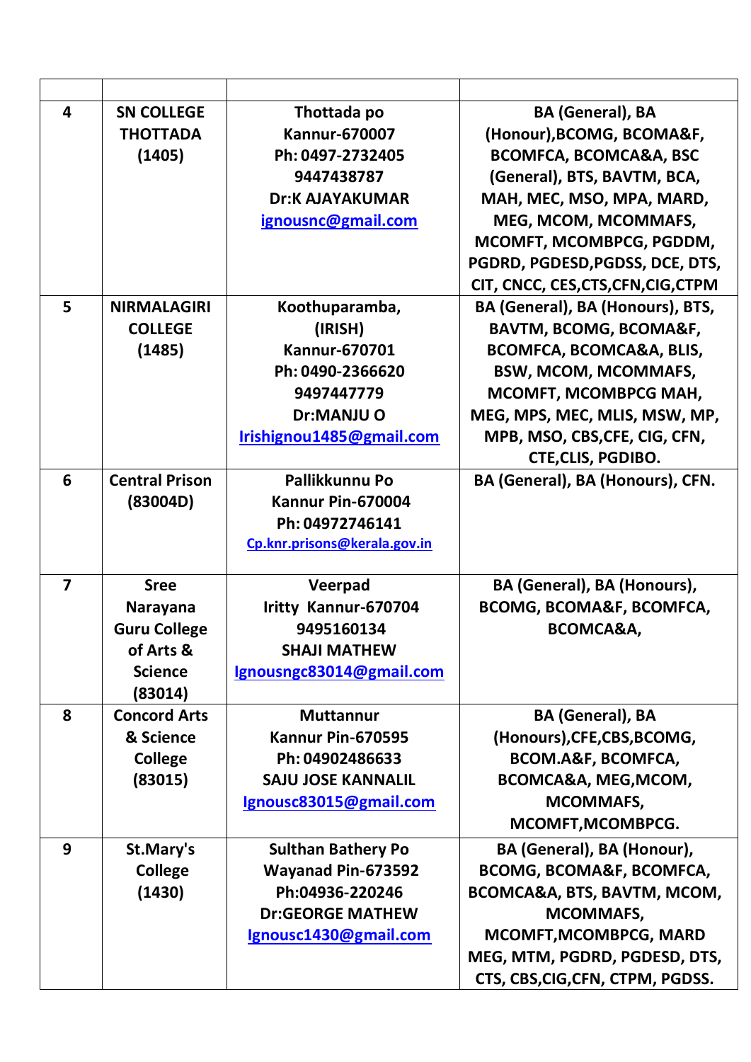| | | | |
|---|---|---|---|
| 4 | SN COLLEGE THOTTADA (1405) | Thottada po Kannur-670007 Ph: 0497-2732405 9447438787 Dr:K AJAYAKUMAR ignousnc@gmail.com | BA (General), BA (Honour),BCOMG, BCOMA&F, BCOMFCA, BCOMCA&A, BSC (General), BTS, BAVTM, BCA, MAH, MEC, MSO, MPA, MARD, MEG, MCOM, MCOMMAFS, MCOMFT, MCOMBPCG, PGDDM, PGDRD, PGDESD,PGDSS, DCE, DTS, CIT, CNCC, CES,CTS,CFN,CIG,CTPM |
| 5 | NIRMALAGIRI COLLEGE (1485) | Koothuparamba, (IRISH) Kannur-670701 Ph: 0490-2366620 9497447779 Dr:MANJU O Irishignou1485@gmail.com | BA (General), BA (Honours), BTS, BAVTM, BCOMG, BCOMA&F, BCOMFCA, BCOMCA&A, BLIS, BSW, MCOM, MCOMMAFS, MCOMFT, MCOMBPCG MAH, MEG, MPS, MEC, MLIS, MSW, MP, MPB, MSO, CBS,CFE, CIG, CFN, CTE,CLIS, PGDIBO. |
| 6 | Central Prison (83004D) | Pallikkunnu Po Kannur Pin-670004 Ph: 04972746141 Cp.knr.prisons@kerala.gov.in | BA (General), BA (Honours), CFN. |
| 7 | Sree Narayana Guru College of Arts & Science (83014) | Veerpad Iritty Kannur-670704 9495160134 SHAJI MATHEW Ignousngc83014@gmail.com | BA (General), BA (Honours), BCOMG, BCOMA&F, BCOMFCA, BCOMCA&A, |
| 8 | Concord Arts & Science College (83015) | Muttannur Kannur Pin-670595 Ph: 04902486633 SAJU JOSE KANNALIL Ignousc83015@gmail.com | BA (General), BA (Honours),CFE,CBS,BCOMG, BCOM.A&F, BCOMFCA, BCOMCA&A, MEG,MCOM, MCOMMAFS, MCOMFT,MCOMBPCG. |
| 9 | St.Mary's College (1430) | Sulthan Bathery Po Wayanad Pin-673592 Ph:04936-220246 Dr:GEORGE MATHEW Ignousc1430@gmail.com | BA (General), BA (Honour), BCOMG, BCOMA&F, BCOMFCA, BCOMCA&A, BTS, BAVTM, MCOM, MCOMMAFS, MCOMFT,MCOMBPCG, MARD MEG, MTM, PGDRD, PGDESD, DTS, CTS, CBS,CIG,CFN, CTPM, PGDSS. |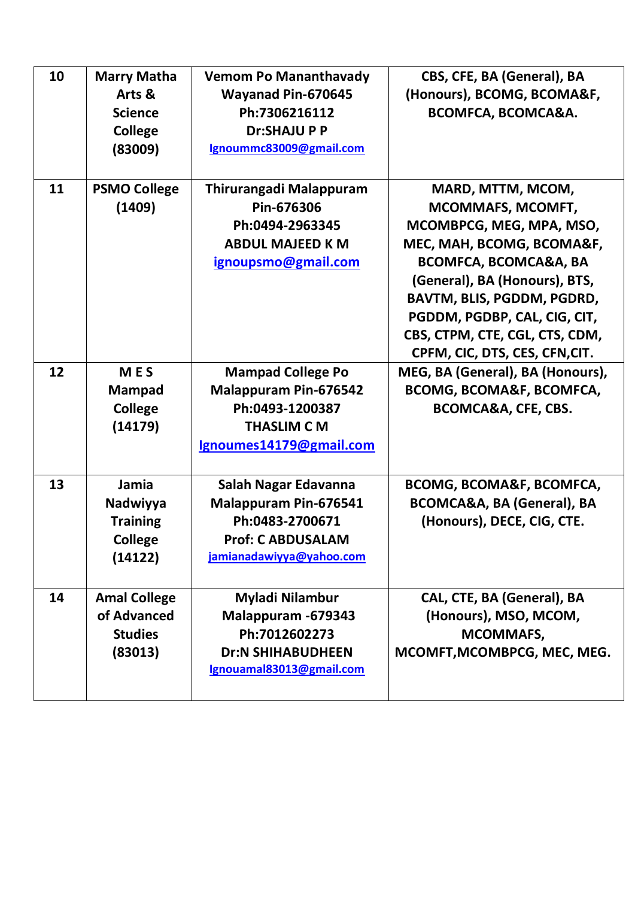| | | | |
|---|---|---|---|
| 10 | Marry Matha Arts & Science College (83009) | Vemom Po Mananthavady Wayanad Pin-670645 Ph:7306216112 Dr:SHAJU P P Ignoummc83009@gmail.com | CBS, CFE, BA (General), BA (Honours), BCOMG, BCOMA&F, BCOMFCA, BCOMCA&A. |
| 11 | PSMO College (1409) | Thirurangadi Malappuram Pin-676306 Ph:0494-2963345 ABDUL MAJEED K M ignoupsmo@gmail.com | MARD, MTTM, MCOM, MCOMMAFS, MCOMFT, MCOMBPCG, MEG, MPA, MSO, MEC, MAH, BCOMG, BCOMA&F, BCOMFCA, BCOMCA&A, BA (General), BA (Honours), BTS, BAVTM, BLIS, PGDDM, PGDRD, PGDDM, PGDBP, CAL, CIG, CIT, CBS, CTPM, CTE, CGL, CTS, CDM, CPFM, CIC, DTS, CES, CFN,CIT. |
| 12 | M E S Mampad College (14179) | Mampad College Po Malappuram Pin-676542 Ph:0493-1200387 THASLIM C M Ignoumes14179@gmail.com | MEG, BA (General), BA (Honours), BCOMG, BCOMA&F, BCOMFCA, BCOMCA&A, CFE, CBS. |
| 13 | Jamia Nadwiyya Training College (14122) | Salah Nagar Edavanna Malappuram Pin-676541 Ph:0483-2700671 Prof: C ABDUSALAM jamianadawiyya@yahoo.com | BCOMG, BCOMA&F, BCOMFCA, BCOMCA&A, BA (General), BA (Honours), DECE, CIG, CTE. |
| 14 | Amal College of Advanced Studies (83013) | Myladi Nilambur Malappuram -679343 Ph:7012602273 Dr:N SHIHABUDHEEN Ignouamal83013@gmail.com | CAL, CTE, BA (General), BA (Honours), MSO, MCOM, MCOMMAFS, MCOMFT,MCOMBPCG, MEC, MEG. |